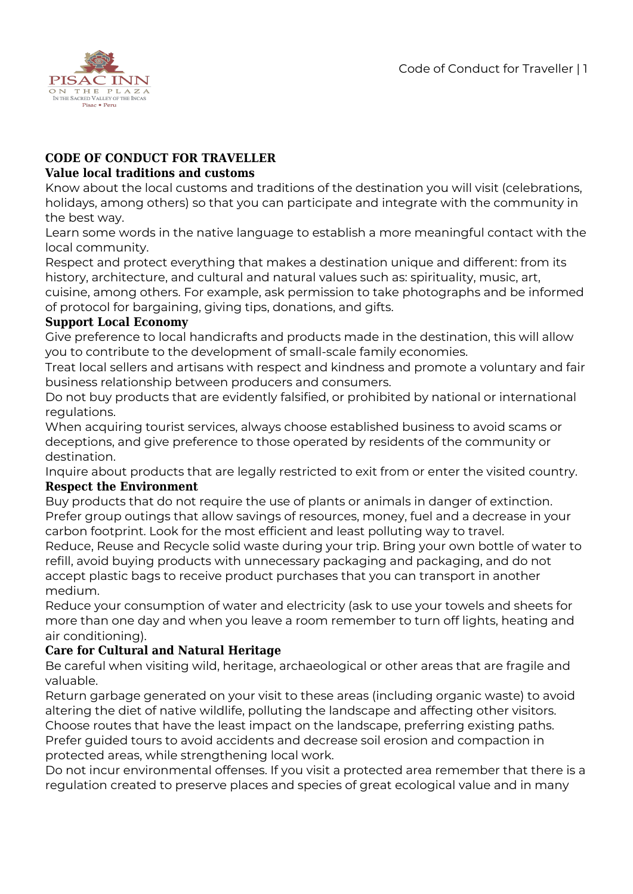# CODE OF CONDUCT FOR TRAVELLER

## Value local traditions and customs

Know about the local customs and traditions of the destination you will visit (celebrations, holidays, among others) so that you can participate and integrate with the community in the best way.

Learn some words in the native language to establish a more meaningful contact with the local community.

Respect and protect everything that makes a destination unique and different: from its history, architecture, and cultural and natural values such as: spirituality, music, art, cuisine, among others. For example, ask permission to take photographs and be informed of protocol for bargaining, giving tips, donations, and gifts.

## Support Local Economy

Give preference to local handicrafts and products made in the destination, this will allow you to contribute to the development of small-scale family economies.

Treat local sellers and artisans with respect and kindness and promote a voluntary and fair business relationship between producers and consumers.

Do not buy products that are evidently falsified, or prohibited by national or international regulations.

When acquiring tourist services, always choose established business to avoid scams or deceptions, and give preference to those operated by residents of the community or destination.

Inquire about products that are legally restricted to exit from or enter the visited country.

## Respect the Environment

Buy products that do not require the use of plants or animals in danger of extinction.

Prefer group outings that allow savings of resources, money, fuel and a decrease in your carbon footprint. Look for the most efficient and least polluting way to travel.

Reduce, Reuse and Recycle solid waste during your trip. Bring your own bottle of water to refill, avoid buying products with unnecessary packaging and packaging, and do not accept plastic bags to receive product purchases that you can transport in another medium.

Reduce your consumption of water and electricity (ask to use your towels and sheets for more than one day and when you leave a room remember to turn off lights, heating and air conditioning).

## Care for Cultural and Natural Heritage

Be careful when visiting wild, heritage, archaeological or other areas that are fragile and valuable.

Return garbage generated on your visit to these areas (including organic waste) to avoid altering the diet of native wildlife, polluting the landscape and affecting other visitors.

Choose routes that have the least impact on the landscape, preferring existing paths.

Prefer guided tours to avoid accidents and decrease soil erosion and compaction in protected areas, while strengthening local work.

Do not incur environmental offenses. If you visit a protected area remember that there is a regulation created to preserve places and species of great ecological value and in many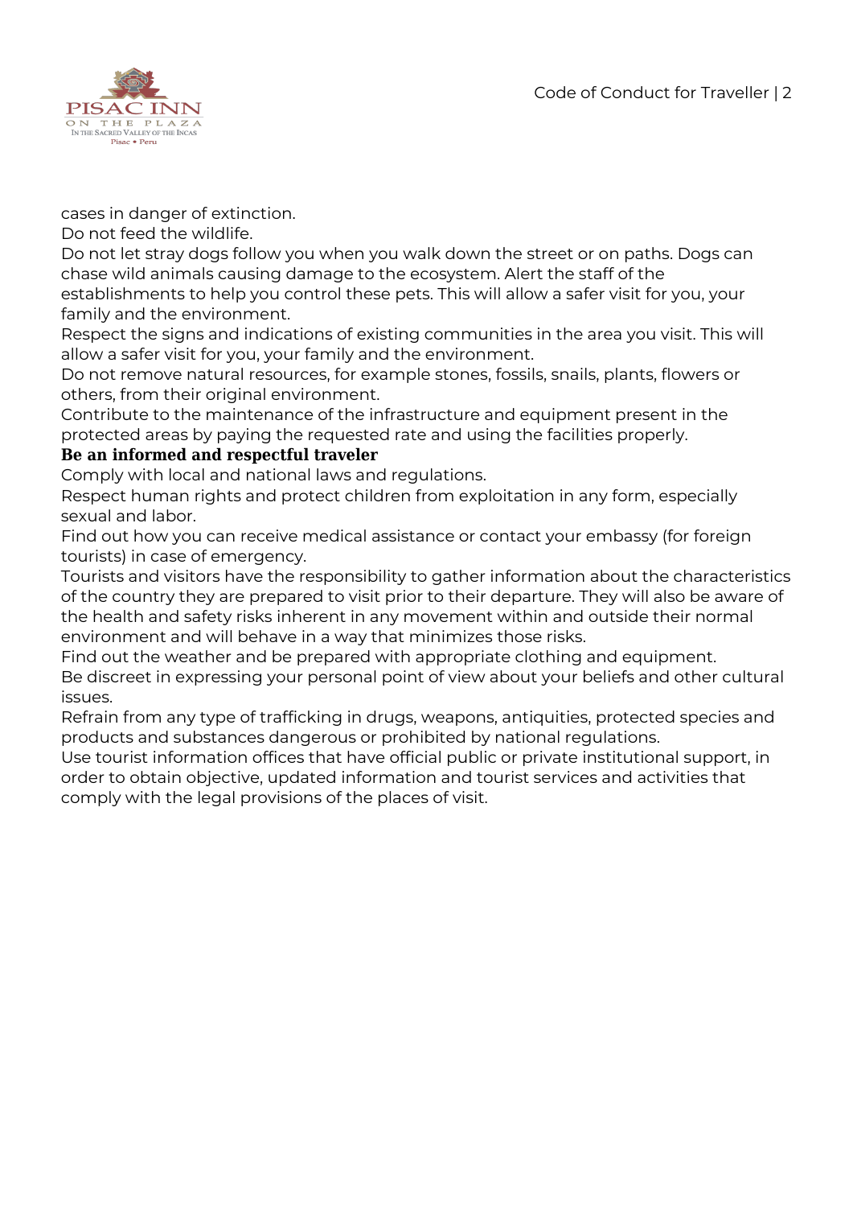cases in danger of extinction.

Do not feed the wildlife.

Do not let stray dogs follow you when you walk down the street or on paths. Dogs can chase wild animals causing damage to the ecosystem. Alert the staff of the establishments to help you control these pets. This will allow a safer visit for you, your family and the environment.

Respect the signs and indications of existing communities in the area you visit. This will allow a safer visit for you, your family and the environment.

Do not remove natural resources, for example stones, fossils, snails, plants, flowers or others, from their original environment.

Contribute to the maintenance of the infrastructure and equipment present in the protected areas by paying the requested rate and using the facilities properly.

**Be an informed and respectful traveler**

Comply with local and national laws and regulations.

Respect human rights and protect children from exploitation in any form, especially sexual and labor.

Find out how you can receive medical assistance or contact your embassy (for foreign tourists) in case of emergency.

Tourists and visitors have the responsibility to gather information about the characteristics of the country they are prepared to visit prior to their departure. They will also be aware of the health and safety risks inherent in any movement within and outside their normal environment and will behave in a way that minimizes those risks.

Find out the weather and be prepared with appropriate clothing and equipment.

Be discreet in expressing your personal point of view about your beliefs and other cultural issues.

Refrain from any type of trafficking in drugs, weapons, antiquities, protected species and products and substances dangerous or prohibited by national regulations.

Use tourist information offices that have official public or private institutional support, in order to obtain objective, updated information and tourist services and activities that comply with the legal provisions of the places of visit.